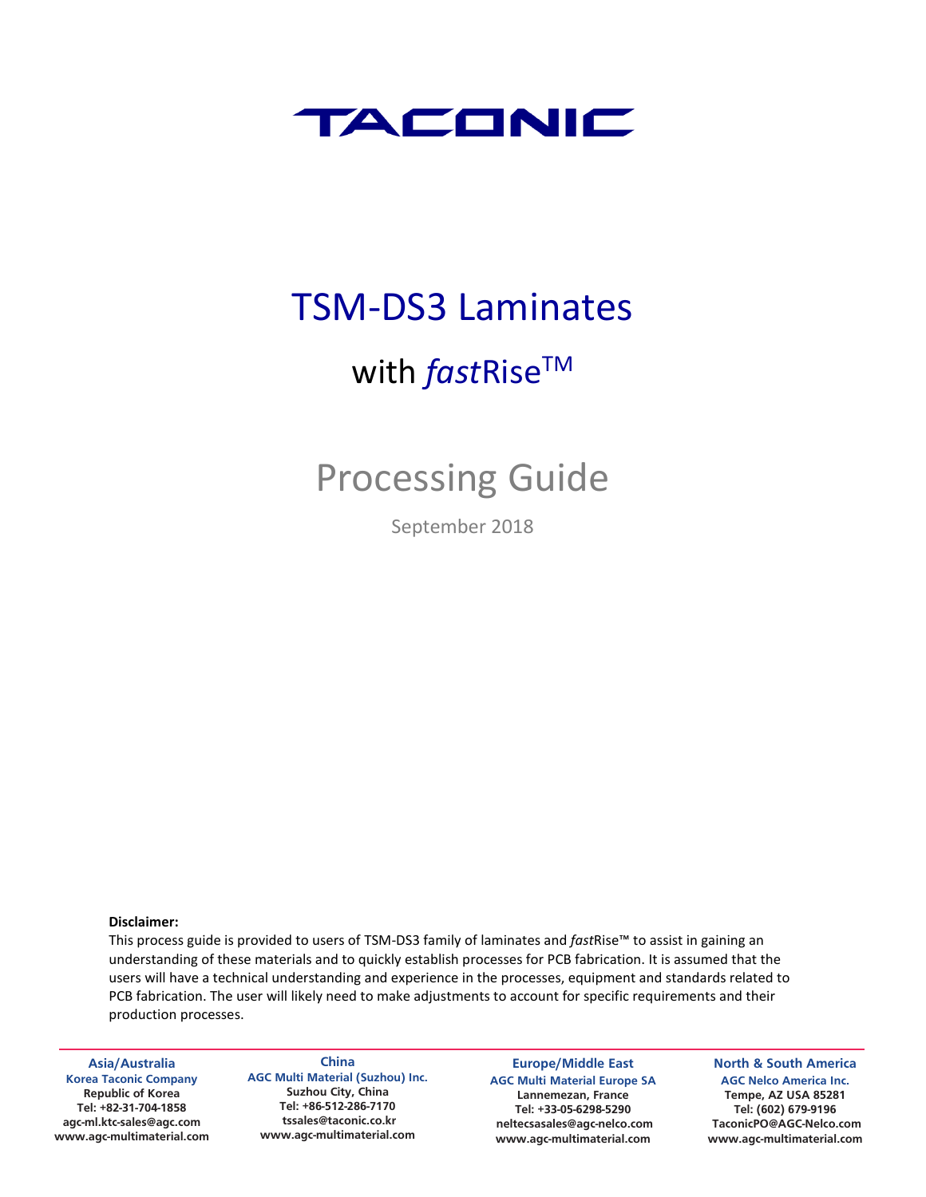# TACONIC

# TSM-DS3 Laminates

## with *fast*Rise™

## Processing Guide

September 2018

**Disclaimer:**
This process guide is provided to users of TSM-DS3 family of laminates and *fast*Rise™ to assist in gaining an understanding of these materials and to quickly establish processes for PCB fabrication. It is assumed that the users will have a technical understanding and experience in the processes, equipment and standards related to PCB fabrication. The user will likely need to make adjustments to account for specific requirements and their production processes.

**Asia/Australia**
**Korea Taconic Company**
**Republic of Korea**
**Tel: +82-31-704-1858**
**agc-ml.ktc-sales@agc.com**
**www.agc-multimaterial.com**

**China**
**AGC Multi Material (Suzhou) Inc.**
**Suzhou City, China**
**Tel: +86-512-286-7170**
**tssales@taconic.co.kr**
**www.agc-multimaterial.com**

**Europe/Middle East**
**AGC Multi Material Europe SA**
**Lannemezan, France**
**Tel: +33-05-6298-5290**
**neltecsasales@agc-nelco.com**
**www.agc-multimaterial.com**

**North & South America**
**AGC Nelco America Inc.**
**Tempe, AZ USA 85281**
**Tel: (602) 679-9196**
**TaconicPO@AGC-Nelco.com**
**www.agc-multimaterial.com**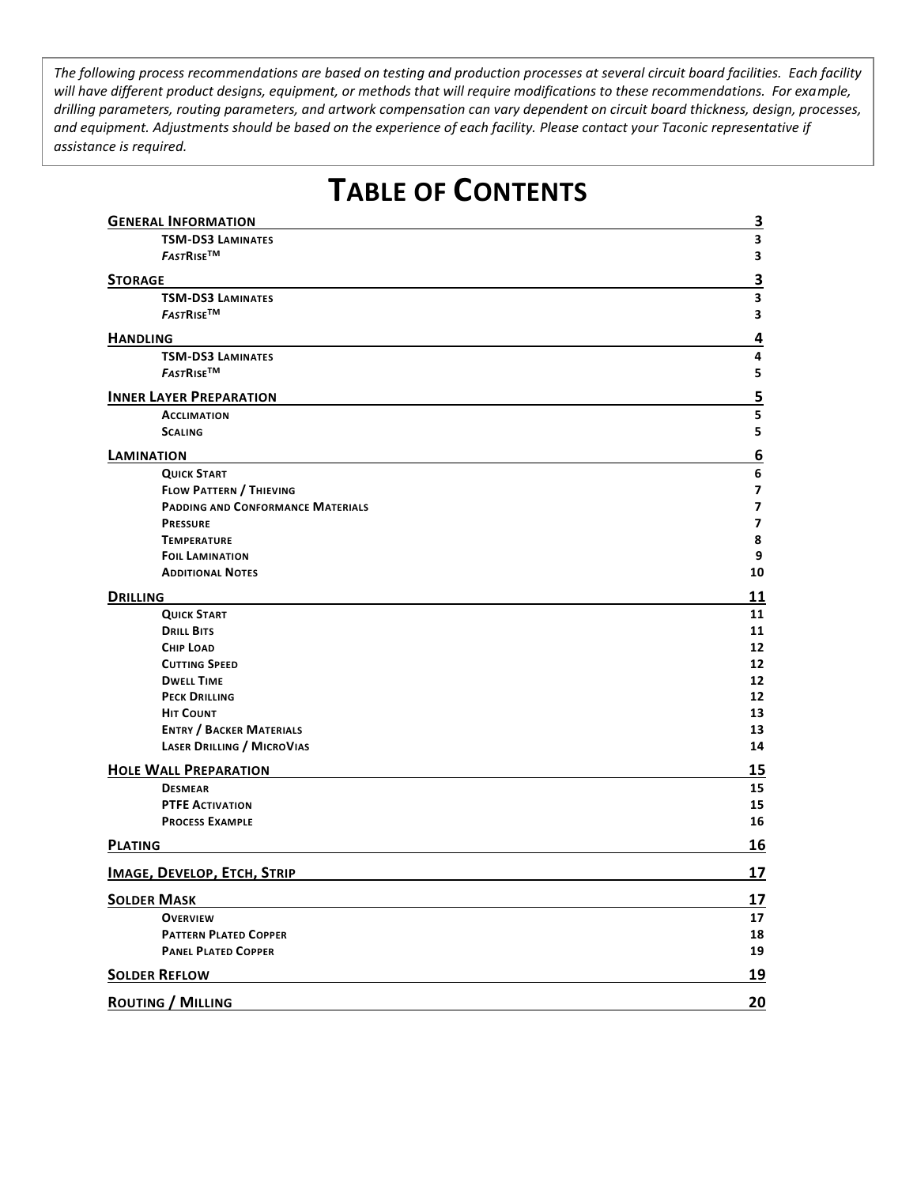*The following process recommendations are based on testing and production processes at several circuit board facilities. Each facility will have different product designs, equipment, or methods that will require modifications to these recommendations. For example, drilling parameters, routing parameters, and artwork compensation can vary dependent on circuit board thickness, design, processes, and equipment. Adjustments should be based on the experience of each facility. Please contact your Taconic representative if assistance is required.*

# TABLE OF CONTENTS

| Section | Page |
|---|---|
| **GENERAL INFORMATION** | **3** |
| TSM-DS3 LAMINATES | 3 |
| *FAST*RISE™ | 3 |
| **STORAGE** | **3** |
| TSM-DS3 LAMINATES | 3 |
| *FAST*RISE™ | 3 |
| **HANDLING** | **4** |
| TSM-DS3 LAMINATES | 4 |
| *FAST*RISE™ | 5 |
| **INNER LAYER PREPARATION** | **5** |
| ACCLIMATION | 5 |
| SCALING | 5 |
| **LAMINATION** | **6** |
| QUICK START | 6 |
| FLOW PATTERN / THIEVING | 7 |
| PADDING AND CONFORMANCE MATERIALS | 7 |
| PRESSURE | 7 |
| TEMPERATURE | 8 |
| FOIL LAMINATION | 9 |
| ADDITIONAL NOTES | 10 |
| **DRILLING** | **11** |
| QUICK START | 11 |
| DRILL BITS | 11 |
| CHIP LOAD | 12 |
| CUTTING SPEED | 12 |
| DWELL TIME | 12 |
| PECK DRILLING | 12 |
| HIT COUNT | 13 |
| ENTRY / BACKER MATERIALS | 13 |
| LASER DRILLING / MICROVIAS | 14 |
| **HOLE WALL PREPARATION** | **15** |
| DESMEAR | 15 |
| PTFE ACTIVATION | 15 |
| PROCESS EXAMPLE | 16 |
| **PLATING** | **16** |
| **IMAGE, DEVELOP, ETCH, STRIP** | **17** |
| **SOLDER MASK** | **17** |
| OVERVIEW | 17 |
| PATTERN PLATED COPPER | 18 |
| PANEL PLATED COPPER | 19 |
| **SOLDER REFLOW** | **19** |
| **ROUTING / MILLING** | **20** |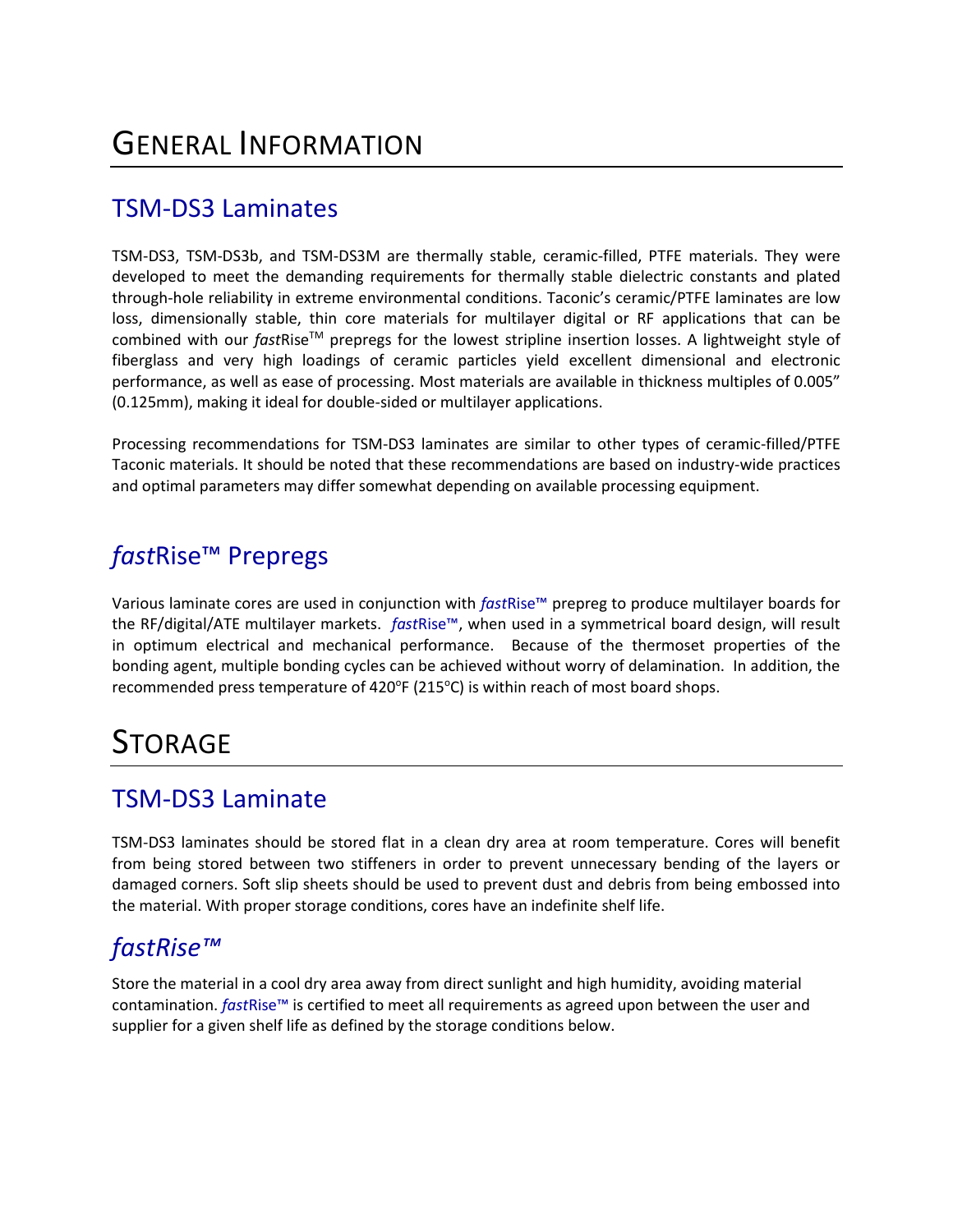# General Information

## TSM-DS3 Laminates

TSM-DS3, TSM-DS3b, and TSM-DS3M are thermally stable, ceramic-filled, PTFE materials. They were developed to meet the demanding requirements for thermally stable dielectric constants and plated through-hole reliability in extreme environmental conditions. Taconic's ceramic/PTFE laminates are low loss, dimensionally stable, thin core materials for multilayer digital or RF applications that can be combined with our *fast*Rise™ prepregs for the lowest stripline insertion losses. A lightweight style of fiberglass and very high loadings of ceramic particles yield excellent dimensional and electronic performance, as well as ease of processing. Most materials are available in thickness multiples of 0.005" (0.125mm), making it ideal for double-sided or multilayer applications.

Processing recommendations for TSM-DS3 laminates are similar to other types of ceramic-filled/PTFE Taconic materials. It should be noted that these recommendations are based on industry-wide practices and optimal parameters may differ somewhat depending on available processing equipment.

## *fast*Rise™ Prepregs

Various laminate cores are used in conjunction with *fast*Rise™ prepreg to produce multilayer boards for the RF/digital/ATE multilayer markets. *fast*Rise™, when used in a symmetrical board design, will result in optimum electrical and mechanical performance. Because of the thermoset properties of the bonding agent, multiple bonding cycles can be achieved without worry of delamination. In addition, the recommended press temperature of 420°F (215°C) is within reach of most board shops.

# Storage

## TSM-DS3 Laminate

TSM-DS3 laminates should be stored flat in a clean dry area at room temperature. Cores will benefit from being stored between two stiffeners in order to prevent unnecessary bending of the layers or damaged corners. Soft slip sheets should be used to prevent dust and debris from being embossed into the material. With proper storage conditions, cores have an indefinite shelf life.

## *fastRise™*

Store the material in a cool dry area away from direct sunlight and high humidity, avoiding material contamination. *fast*Rise™ is certified to meet all requirements as agreed upon between the user and supplier for a given shelf life as defined by the storage conditions below.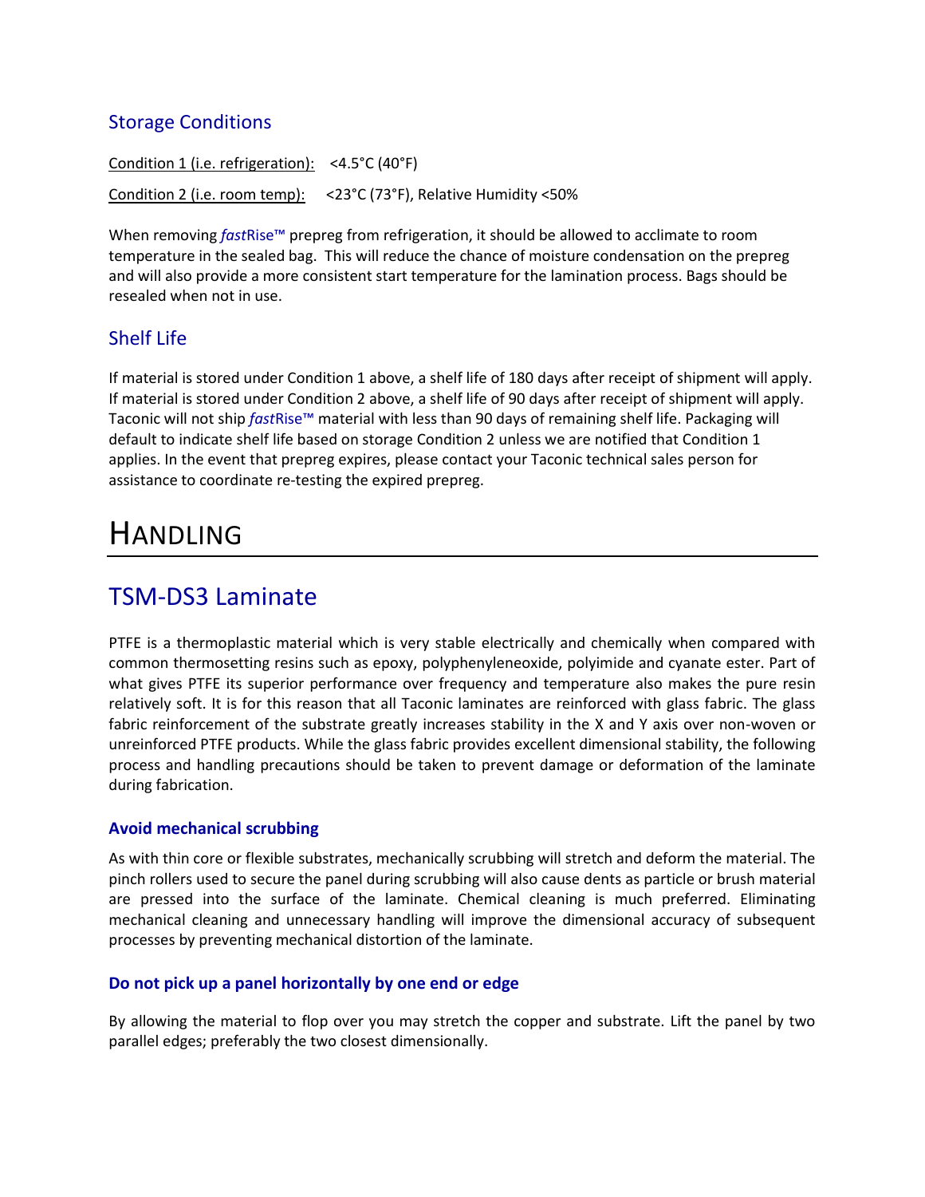## Storage Conditions

Condition 1 (i.e. refrigeration): <4.5°C (40°F)

Condition 2 (i.e. room temp): <23°C (73°F), Relative Humidity <50%

When removing *fast*Rise™ prepreg from refrigeration, it should be allowed to acclimate to room temperature in the sealed bag. This will reduce the chance of moisture condensation on the prepreg and will also provide a more consistent start temperature for the lamination process. Bags should be resealed when not in use.

## Shelf Life

If material is stored under Condition 1 above, a shelf life of 180 days after receipt of shipment will apply. If material is stored under Condition 2 above, a shelf life of 90 days after receipt of shipment will apply. Taconic will not ship *fast*Rise™ material with less than 90 days of remaining shelf life. Packaging will default to indicate shelf life based on storage Condition 2 unless we are notified that Condition 1 applies. In the event that prepreg expires, please contact your Taconic technical sales person for assistance to coordinate re-testing the expired prepreg.

# Handling

## TSM-DS3 Laminate

PTFE is a thermoplastic material which is very stable electrically and chemically when compared with common thermosetting resins such as epoxy, polyphenyleneoxide, polyimide and cyanate ester. Part of what gives PTFE its superior performance over frequency and temperature also makes the pure resin relatively soft. It is for this reason that all Taconic laminates are reinforced with glass fabric. The glass fabric reinforcement of the substrate greatly increases stability in the X and Y axis over non-woven or unreinforced PTFE products. While the glass fabric provides excellent dimensional stability, the following process and handling precautions should be taken to prevent damage or deformation of the laminate during fabrication.

### Avoid mechanical scrubbing

As with thin core or flexible substrates, mechanically scrubbing will stretch and deform the material. The pinch rollers used to secure the panel during scrubbing will also cause dents as particle or brush material are pressed into the surface of the laminate. Chemical cleaning is much preferred. Eliminating mechanical cleaning and unnecessary handling will improve the dimensional accuracy of subsequent processes by preventing mechanical distortion of the laminate.

### Do not pick up a panel horizontally by one end or edge

By allowing the material to flop over you may stretch the copper and substrate. Lift the panel by two parallel edges; preferably the two closest dimensionally.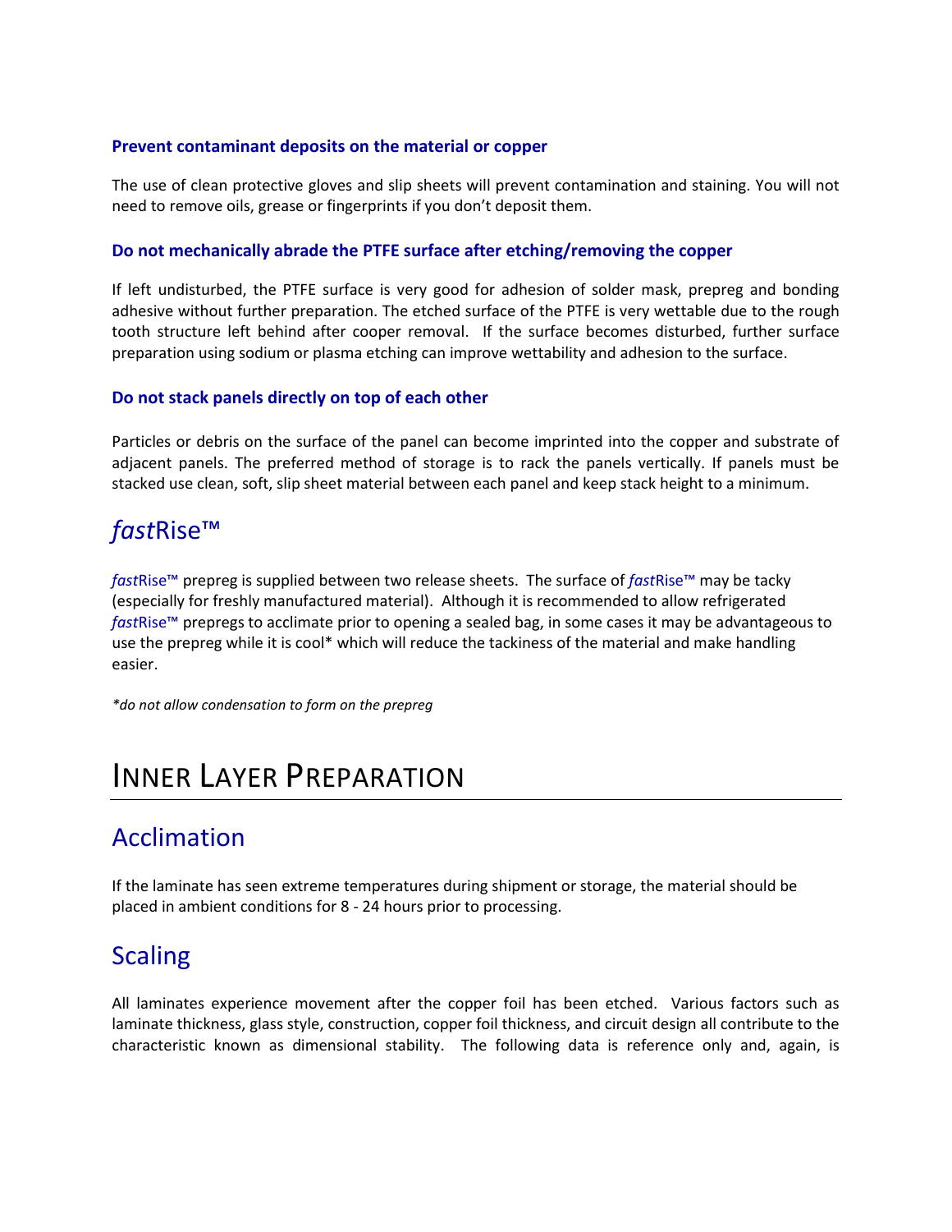### Prevent contaminant deposits on the material or copper

The use of clean protective gloves and slip sheets will prevent contamination and staining. You will not need to remove oils, grease or fingerprints if you don't deposit them.

### Do not mechanically abrade the PTFE surface after etching/removing the copper

If left undisturbed, the PTFE surface is very good for adhesion of solder mask, prepreg and bonding adhesive without further preparation. The etched surface of the PTFE is very wettable due to the rough tooth structure left behind after cooper removal. If the surface becomes disturbed, further surface preparation using sodium or plasma etching can improve wettability and adhesion to the surface.

### Do not stack panels directly on top of each other

Particles or debris on the surface of the panel can become imprinted into the copper and substrate of adjacent panels. The preferred method of storage is to rack the panels vertically. If panels must be stacked use clean, soft, slip sheet material between each panel and keep stack height to a minimum.

## *fast*Rise™

*fast*Rise™ prepreg is supplied between two release sheets. The surface of *fast*Rise™ may be tacky (especially for freshly manufactured material). Although it is recommended to allow refrigerated *fast*Rise™ prepregs to acclimate prior to opening a sealed bag, in some cases it may be advantageous to use the prepreg while it is cool* which will reduce the tackiness of the material and make handling easier.

**do not allow condensation to form on the prepreg*

# INNER LAYER PREPARATION

## Acclimation

If the laminate has seen extreme temperatures during shipment or storage, the material should be placed in ambient conditions for 8 - 24 hours prior to processing.

## Scaling

All laminates experience movement after the copper foil has been etched. Various factors such as laminate thickness, glass style, construction, copper foil thickness, and circuit design all contribute to the characteristic known as dimensional stability. The following data is reference only and, again, is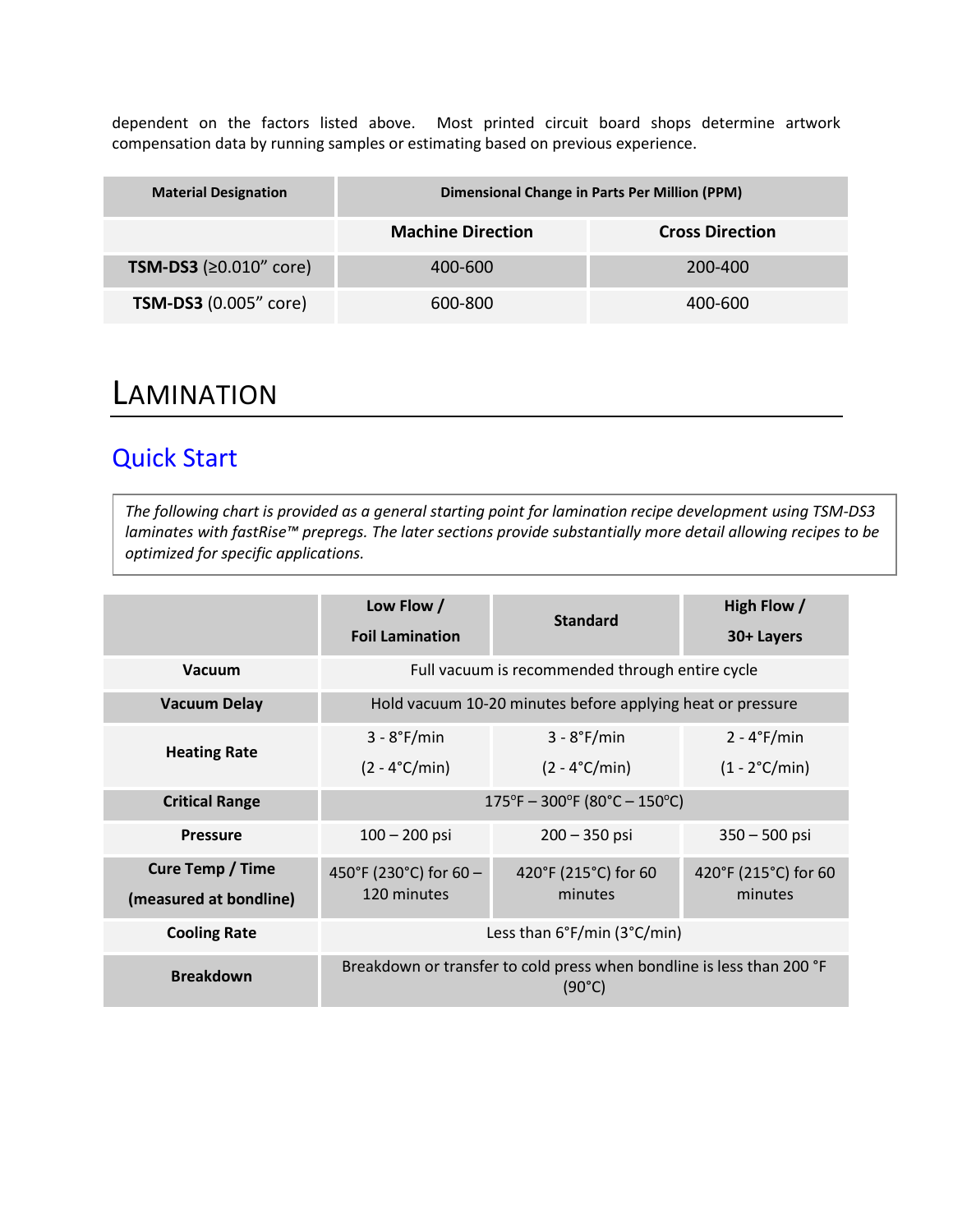dependent on the factors listed above. Most printed circuit board shops determine artwork compensation data by running samples or estimating based on previous experience.

| Material Designation | Dimensional Change in Parts Per Million (PPM) | |
|---|---|---|
| | **Machine Direction** | **Cross Direction** |
| **TSM-DS3** (≥0.010" core) | 400-600 | 200-400 |
| **TSM-DS3** (0.005" core) | 600-800 | 400-600 |

# LAMINATION

## Quick Start

*The following chart is provided as a general starting point for lamination recipe development using TSM-DS3 laminates with fastRise™ prepregs. The later sections provide substantially more detail allowing recipes to be optimized for specific applications.*

| | Low Flow / Foil Lamination | Standard | High Flow / 30+ Layers |
|---|---|---|---|
| **Vacuum** | Full vacuum is recommended through entire cycle | | |
| **Vacuum Delay** | Hold vacuum 10-20 minutes before applying heat or pressure | | |
| **Heating Rate** | 3 - 8°F/min (2 - 4°C/min) | 3 - 8°F/min (2 - 4°C/min) | 2 - 4°F/min (1 - 2°C/min) |
| **Critical Range** | 175°F – 300°F (80°C – 150°C) | | |
| **Pressure** | 100 – 200 psi | 200 – 350 psi | 350 – 500 psi |
| **Cure Temp / Time (measured at bondline)** | 450°F (230°C) for 60 – 120 minutes | 420°F (215°C) for 60 minutes | 420°F (215°C) for 60 minutes |
| **Cooling Rate** | Less than 6°F/min (3°C/min) | | |
| **Breakdown** | Breakdown or transfer to cold press when bondline is less than 200 °F (90°C) | | |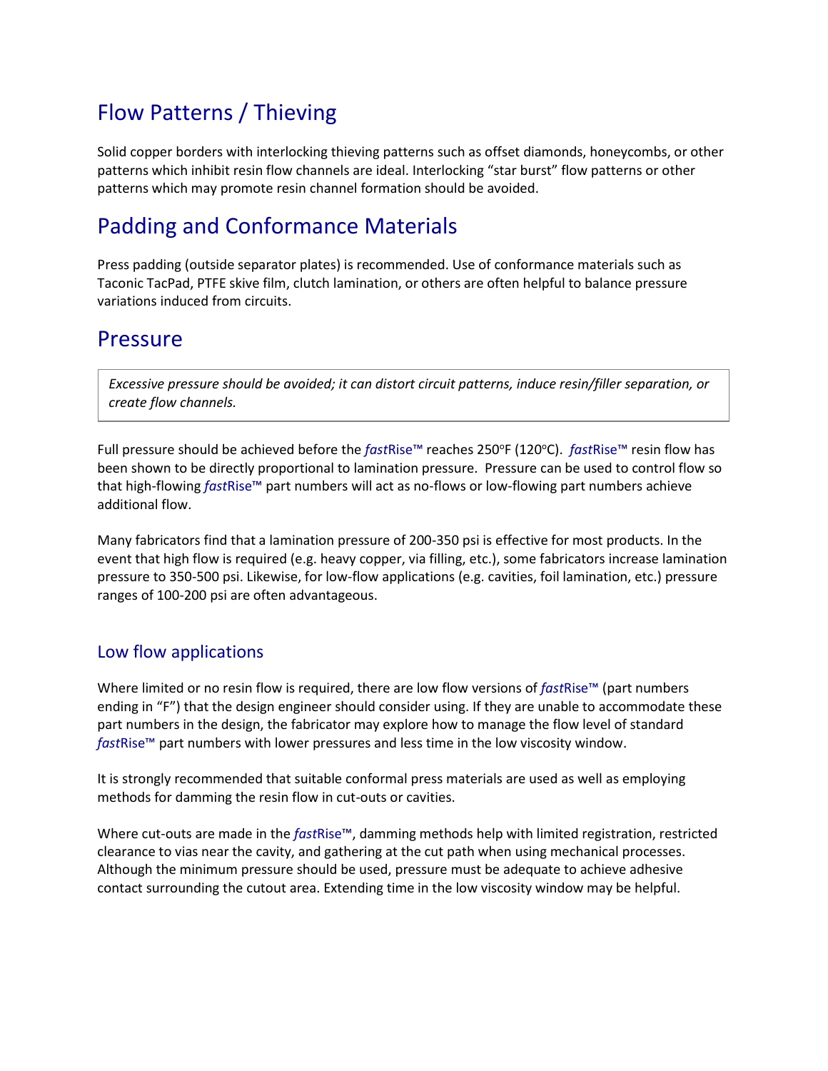## Flow Patterns / Thieving

Solid copper borders with interlocking thieving patterns such as offset diamonds, honeycombs, or other patterns which inhibit resin flow channels are ideal. Interlocking "star burst" flow patterns or other patterns which may promote resin channel formation should be avoided.

## Padding and Conformance Materials

Press padding (outside separator plates) is recommended. Use of conformance materials such as Taconic TacPad, PTFE skive film, clutch lamination, or others are often helpful to balance pressure variations induced from circuits.

## Pressure

> *Excessive pressure should be avoided; it can distort circuit patterns, induce resin/filler separation, or create flow channels.*

Full pressure should be achieved before the *fast*Rise™ reaches 250°F (120°C). *fast*Rise™ resin flow has been shown to be directly proportional to lamination pressure. Pressure can be used to control flow so that high-flowing *fast*Rise™ part numbers will act as no-flows or low-flowing part numbers achieve additional flow.

Many fabricators find that a lamination pressure of 200-350 psi is effective for most products. In the event that high flow is required (e.g. heavy copper, via filling, etc.), some fabricators increase lamination pressure to 350-500 psi. Likewise, for low-flow applications (e.g. cavities, foil lamination, etc.) pressure ranges of 100-200 psi are often advantageous.

### Low flow applications

Where limited or no resin flow is required, there are low flow versions of *fast*Rise™ (part numbers ending in "F") that the design engineer should consider using. If they are unable to accommodate these part numbers in the design, the fabricator may explore how to manage the flow level of standard *fast*Rise™ part numbers with lower pressures and less time in the low viscosity window.

It is strongly recommended that suitable conformal press materials are used as well as employing methods for damming the resin flow in cut-outs or cavities.

Where cut-outs are made in the *fast*Rise™, damming methods help with limited registration, restricted clearance to vias near the cavity, and gathering at the cut path when using mechanical processes. Although the minimum pressure should be used, pressure must be adequate to achieve adhesive contact surrounding the cutout area. Extending time in the low viscosity window may be helpful.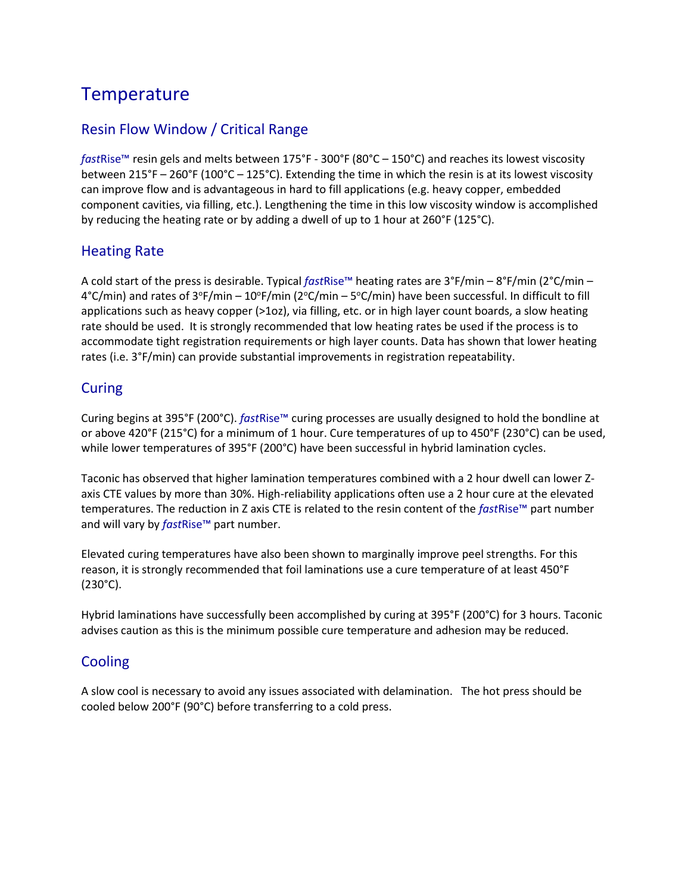# Temperature

## Resin Flow Window / Critical Range

*fast*Rise™ resin gels and melts between 175°F - 300°F (80°C – 150°C) and reaches its lowest viscosity between 215°F – 260°F (100°C – 125°C). Extending the time in which the resin is at its lowest viscosity can improve flow and is advantageous in hard to fill applications (e.g. heavy copper, embedded component cavities, via filling, etc.). Lengthening the time in this low viscosity window is accomplished by reducing the heating rate or by adding a dwell of up to 1 hour at 260°F (125°C).

## Heating Rate

A cold start of the press is desirable. Typical *fast*Rise™ heating rates are 3°F/min – 8°F/min (2°C/min – 4°C/min) and rates of 3°F/min – 10°F/min (2°C/min – 5°C/min) have been successful. In difficult to fill applications such as heavy copper (>1oz), via filling, etc. or in high layer count boards, a slow heating rate should be used. It is strongly recommended that low heating rates be used if the process is to accommodate tight registration requirements or high layer counts. Data has shown that lower heating rates (i.e. 3°F/min) can provide substantial improvements in registration repeatability.

## Curing

Curing begins at 395°F (200°C). *fast*Rise™ curing processes are usually designed to hold the bondline at or above 420°F (215°C) for a minimum of 1 hour. Cure temperatures of up to 450°F (230°C) can be used, while lower temperatures of 395°F (200°C) have been successful in hybrid lamination cycles.

Taconic has observed that higher lamination temperatures combined with a 2 hour dwell can lower Z-axis CTE values by more than 30%. High-reliability applications often use a 2 hour cure at the elevated temperatures. The reduction in Z axis CTE is related to the resin content of the *fast*Rise™ part number and will vary by *fast*Rise™ part number.

Elevated curing temperatures have also been shown to marginally improve peel strengths. For this reason, it is strongly recommended that foil laminations use a cure temperature of at least 450°F (230°C).

Hybrid laminations have successfully been accomplished by curing at 395°F (200°C) for 3 hours. Taconic advises caution as this is the minimum possible cure temperature and adhesion may be reduced.

## Cooling

A slow cool is necessary to avoid any issues associated with delamination. The hot press should be cooled below 200°F (90°C) before transferring to a cold press.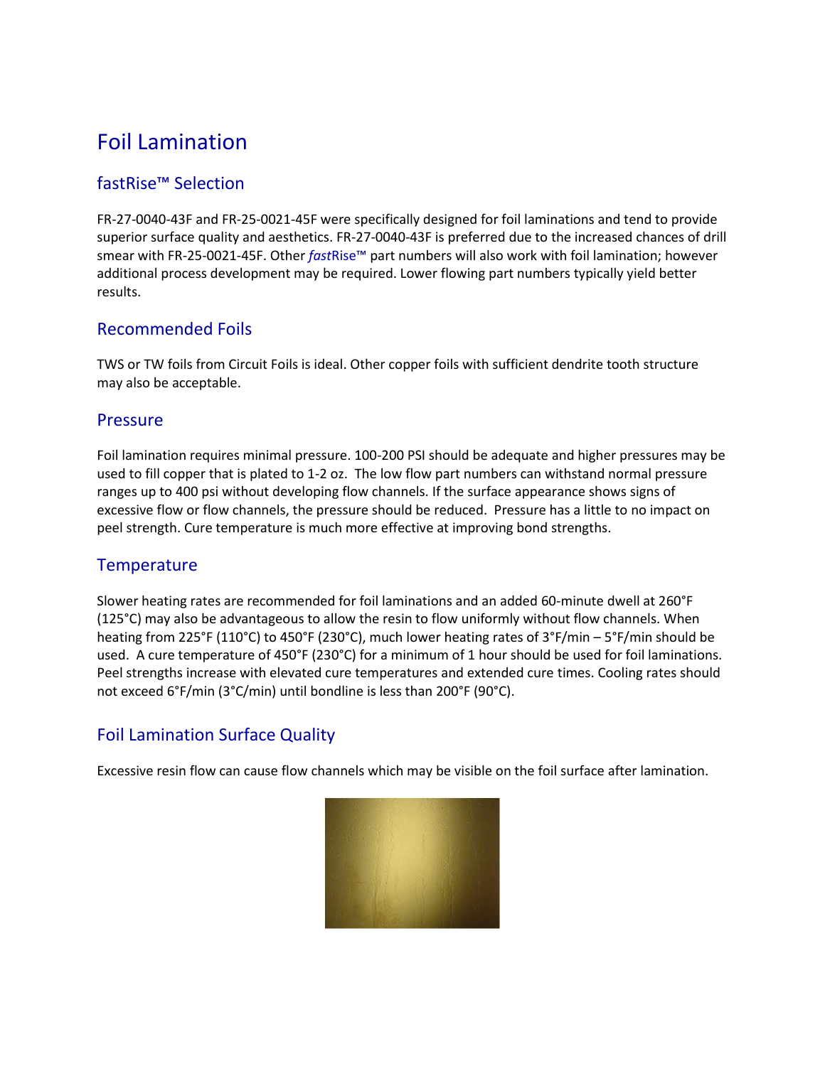# Foil Lamination

## fastRise™ Selection

FR-27-0040-43F and FR-25-0021-45F were specifically designed for foil laminations and tend to provide superior surface quality and aesthetics. FR-27-0040-43F is preferred due to the increased chances of drill smear with FR-25-0021-45F. Other *fast*Rise™ part numbers will also work with foil lamination; however additional process development may be required. Lower flowing part numbers typically yield better results.

## Recommended Foils

TWS or TW foils from Circuit Foils is ideal. Other copper foils with sufficient dendrite tooth structure may also be acceptable.

## Pressure

Foil lamination requires minimal pressure. 100-200 PSI should be adequate and higher pressures may be used to fill copper that is plated to 1-2 oz. The low flow part numbers can withstand normal pressure ranges up to 400 psi without developing flow channels. If the surface appearance shows signs of excessive flow or flow channels, the pressure should be reduced. Pressure has a little to no impact on peel strength. Cure temperature is much more effective at improving bond strengths.

## Temperature

Slower heating rates are recommended for foil laminations and an added 60-minute dwell at 260°F (125°C) may also be advantageous to allow the resin to flow uniformly without flow channels. When heating from 225°F (110°C) to 450°F (230°C), much lower heating rates of 3°F/min – 5°F/min should be used. A cure temperature of 450°F (230°C) for a minimum of 1 hour should be used for foil laminations. Peel strengths increase with elevated cure temperatures and extended cure times. Cooling rates should not exceed 6°F/min (3°C/min) until bondline is less than 200°F (90°C).

## Foil Lamination Surface Quality

Excessive resin flow can cause flow channels which may be visible on the foil surface after lamination.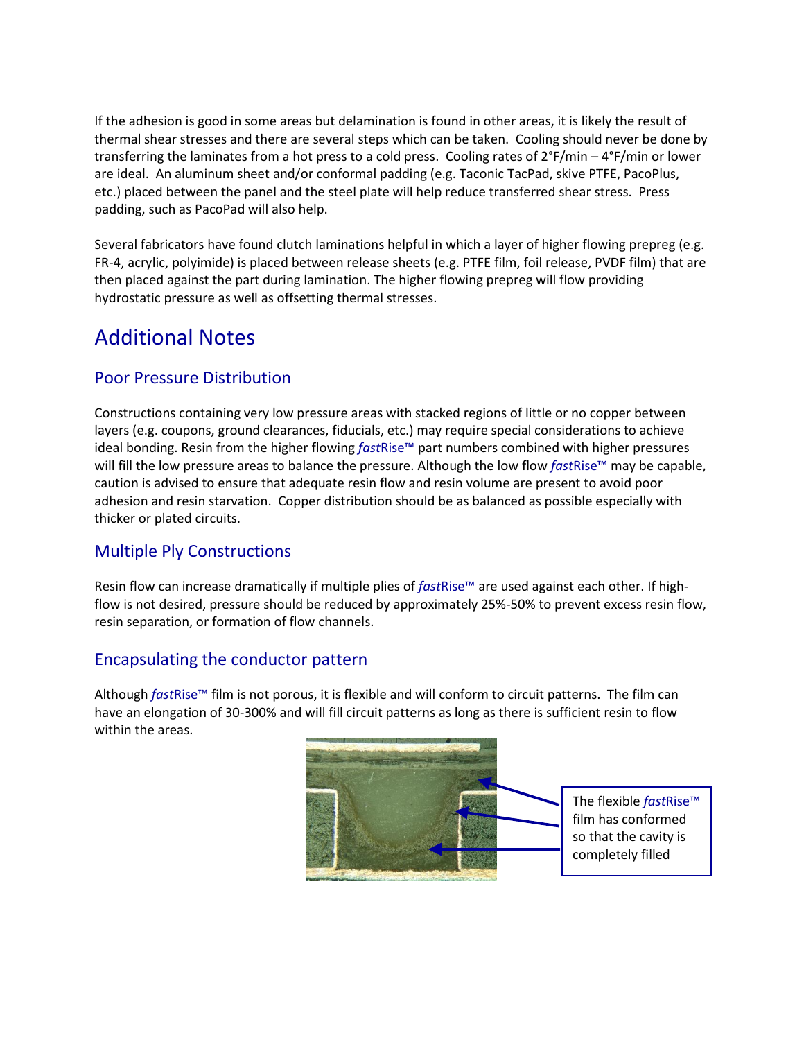If the adhesion is good in some areas but delamination is found in other areas, it is likely the result of thermal shear stresses and there are several steps which can be taken. Cooling should never be done by transferring the laminates from a hot press to a cold press. Cooling rates of 2°F/min – 4°F/min or lower are ideal. An aluminum sheet and/or conformal padding (e.g. Taconic TacPad, skive PTFE, PacoPlus, etc.) placed between the panel and the steel plate will help reduce transferred shear stress. Press padding, such as PacoPad will also help.

Several fabricators have found clutch laminations helpful in which a layer of higher flowing prepreg (e.g. FR-4, acrylic, polyimide) is placed between release sheets (e.g. PTFE film, foil release, PVDF film) that are then placed against the part during lamination. The higher flowing prepreg will flow providing hydrostatic pressure as well as offsetting thermal stresses.

# Additional Notes

## Poor Pressure Distribution

Constructions containing very low pressure areas with stacked regions of little or no copper between layers (e.g. coupons, ground clearances, fiducials, etc.) may require special considerations to achieve ideal bonding. Resin from the higher flowing *fast*Rise™ part numbers combined with higher pressures will fill the low pressure areas to balance the pressure. Although the low flow *fast*Rise™ may be capable, caution is advised to ensure that adequate resin flow and resin volume are present to avoid poor adhesion and resin starvation. Copper distribution should be as balanced as possible especially with thicker or plated circuits.

## Multiple Ply Constructions

Resin flow can increase dramatically if multiple plies of *fast*Rise™ are used against each other. If high-flow is not desired, pressure should be reduced by approximately 25%-50% to prevent excess resin flow, resin separation, or formation of flow channels.

## Encapsulating the conductor pattern

Although *fast*Rise™ film is not porous, it is flexible and will conform to circuit patterns. The film can have an elongation of 30-300% and will fill circuit patterns as long as there is sufficient resin to flow within the areas.

The flexible *fast*Rise™ film has conformed so that the cavity is completely filled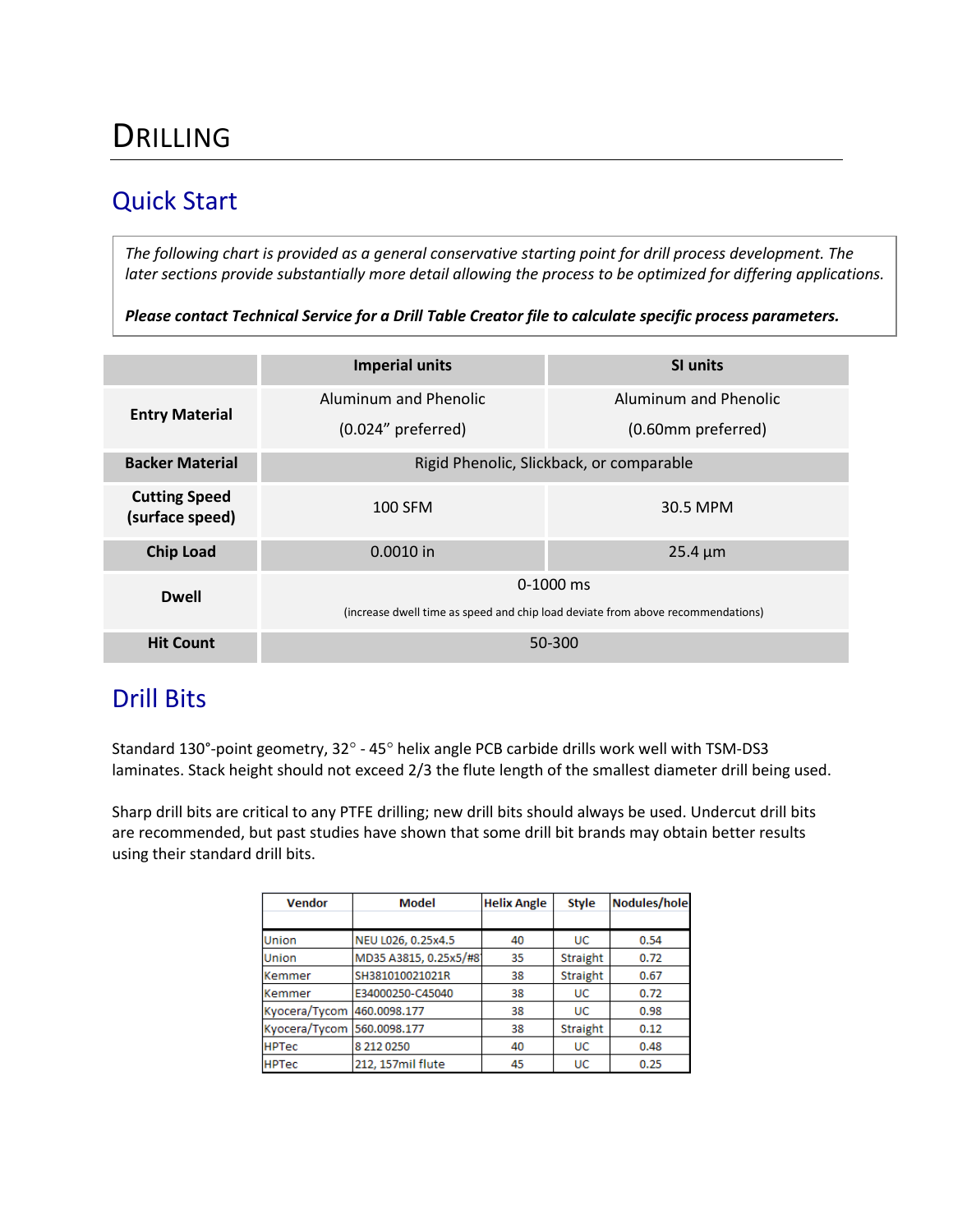# DRILLING

## Quick Start

*The following chart is provided as a general conservative starting point for drill process development. The later sections provide substantially more detail allowing the process to be optimized for differing applications.*

***Please contact Technical Service for a Drill Table Creator file to calculate specific process parameters.***

| | Imperial units | SI units |
|---|---|---|
| **Entry Material** | Aluminum and Phenolic<br>(0.024” preferred) | Aluminum and Phenolic<br>(0.60mm preferred) |
| **Backer Material** | Rigid Phenolic, Slickback, or comparable | |
| **Cutting Speed (surface speed)** | 100 SFM | 30.5 MPM |
| **Chip Load** | 0.0010 in | 25.4 µm |
| **Dwell** | 0-1000 ms<br>(increase dwell time as speed and chip load deviate from above recommendations) | |
| **Hit Count** | 50-300 | |

## Drill Bits

Standard 130°-point geometry, 32° - 45° helix angle PCB carbide drills work well with TSM-DS3 laminates. Stack height should not exceed 2/3 the flute length of the smallest diameter drill being used.

Sharp drill bits are critical to any PTFE drilling; new drill bits should always be used. Undercut drill bits are recommended, but past studies have shown that some drill bit brands may obtain better results using their standard drill bits.

| Vendor | Model | Helix Angle | Style | Nodules/hole |
|---|---|---|---|---|
| Union | NEU L026, 0.25x4.5 | 40 | UC | 0.54 |
| Union | MD35 A3815, 0.25x5/#8 | 35 | Straight | 0.72 |
| Kemmer | SH381010021021R | 38 | Straight | 0.67 |
| Kemmer | E34000250-C45040 | 38 | UC | 0.72 |
| Kyocera/Tycom | 460.0098.177 | 38 | UC | 0.98 |
| Kyocera/Tycom | 560.0098.177 | 38 | Straight | 0.12 |
| HPTec | 8 212 0250 | 40 | UC | 0.48 |
| HPTec | 212, 157mil flute | 45 | UC | 0.25 |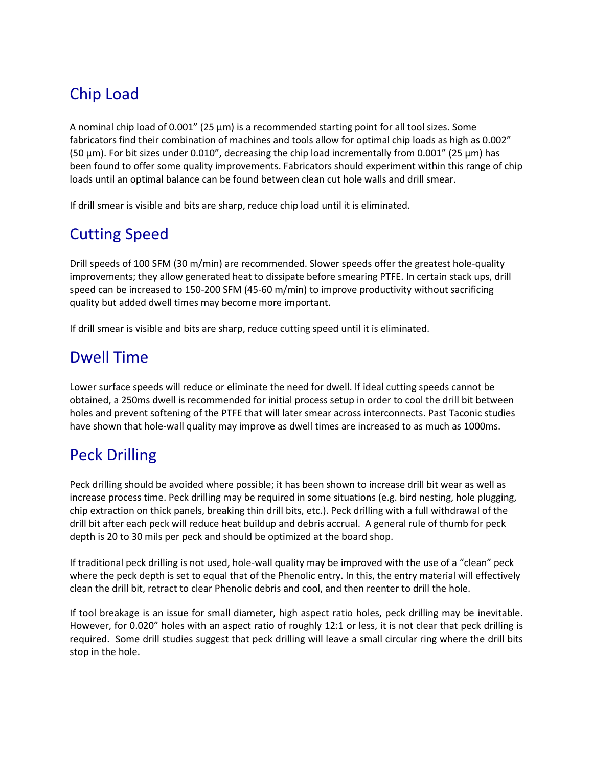## Chip Load

A nominal chip load of 0.001" (25 µm) is a recommended starting point for all tool sizes. Some fabricators find their combination of machines and tools allow for optimal chip loads as high as 0.002" (50 µm). For bit sizes under 0.010", decreasing the chip load incrementally from 0.001" (25 µm) has been found to offer some quality improvements. Fabricators should experiment within this range of chip loads until an optimal balance can be found between clean cut hole walls and drill smear.

If drill smear is visible and bits are sharp, reduce chip load until it is eliminated.

## Cutting Speed

Drill speeds of 100 SFM (30 m/min) are recommended. Slower speeds offer the greatest hole-quality improvements; they allow generated heat to dissipate before smearing PTFE. In certain stack ups, drill speed can be increased to 150-200 SFM (45-60 m/min) to improve productivity without sacrificing quality but added dwell times may become more important.

If drill smear is visible and bits are sharp, reduce cutting speed until it is eliminated.

## Dwell Time

Lower surface speeds will reduce or eliminate the need for dwell. If ideal cutting speeds cannot be obtained, a 250ms dwell is recommended for initial process setup in order to cool the drill bit between holes and prevent softening of the PTFE that will later smear across interconnects. Past Taconic studies have shown that hole-wall quality may improve as dwell times are increased to as much as 1000ms.

## Peck Drilling

Peck drilling should be avoided where possible; it has been shown to increase drill bit wear as well as increase process time. Peck drilling may be required in some situations (e.g. bird nesting, hole plugging, chip extraction on thick panels, breaking thin drill bits, etc.). Peck drilling with a full withdrawal of the drill bit after each peck will reduce heat buildup and debris accrual. A general rule of thumb for peck depth is 20 to 30 mils per peck and should be optimized at the board shop.

If traditional peck drilling is not used, hole-wall quality may be improved with the use of a "clean" peck where the peck depth is set to equal that of the Phenolic entry. In this, the entry material will effectively clean the drill bit, retract to clear Phenolic debris and cool, and then reenter to drill the hole.

If tool breakage is an issue for small diameter, high aspect ratio holes, peck drilling may be inevitable. However, for 0.020" holes with an aspect ratio of roughly 12:1 or less, it is not clear that peck drilling is required. Some drill studies suggest that peck drilling will leave a small circular ring where the drill bits stop in the hole.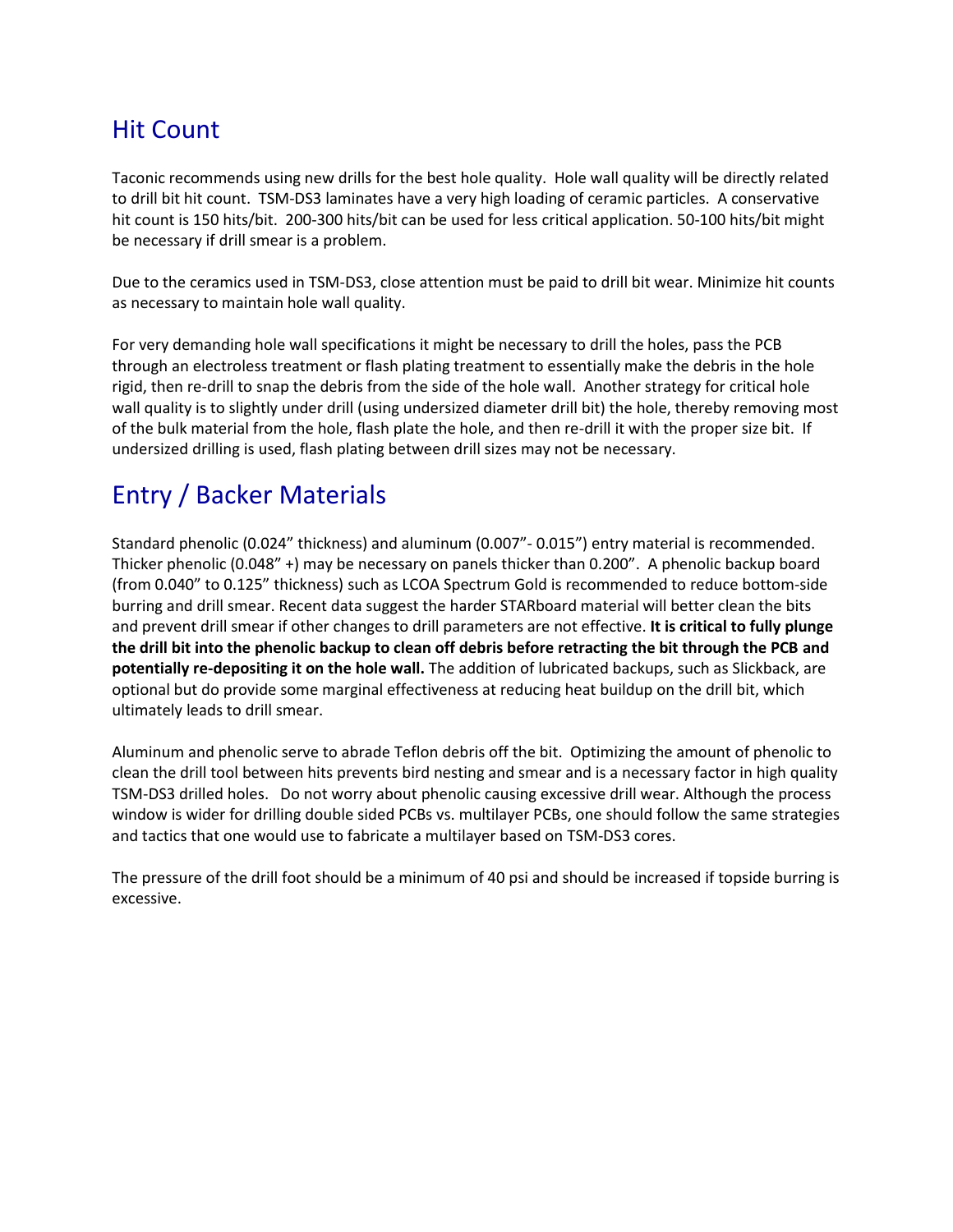## Hit Count

Taconic recommends using new drills for the best hole quality. Hole wall quality will be directly related to drill bit hit count. TSM-DS3 laminates have a very high loading of ceramic particles. A conservative hit count is 150 hits/bit. 200-300 hits/bit can be used for less critical application. 50-100 hits/bit might be necessary if drill smear is a problem.

Due to the ceramics used in TSM-DS3, close attention must be paid to drill bit wear. Minimize hit counts as necessary to maintain hole wall quality.

For very demanding hole wall specifications it might be necessary to drill the holes, pass the PCB through an electroless treatment or flash plating treatment to essentially make the debris in the hole rigid, then re-drill to snap the debris from the side of the hole wall. Another strategy for critical hole wall quality is to slightly under drill (using undersized diameter drill bit) the hole, thereby removing most of the bulk material from the hole, flash plate the hole, and then re-drill it with the proper size bit. If undersized drilling is used, flash plating between drill sizes may not be necessary.

## Entry / Backer Materials

Standard phenolic (0.024" thickness) and aluminum (0.007"- 0.015") entry material is recommended. Thicker phenolic (0.048" +) may be necessary on panels thicker than 0.200". A phenolic backup board (from 0.040" to 0.125" thickness) such as LCOA Spectrum Gold is recommended to reduce bottom-side burring and drill smear. Recent data suggest the harder STARboard material will better clean the bits and prevent drill smear if other changes to drill parameters are not effective. **It is critical to fully plunge the drill bit into the phenolic backup to clean off debris before retracting the bit through the PCB and potentially re-depositing it on the hole wall.** The addition of lubricated backups, such as Slickback, are optional but do provide some marginal effectiveness at reducing heat buildup on the drill bit, which ultimately leads to drill smear.

Aluminum and phenolic serve to abrade Teflon debris off the bit. Optimizing the amount of phenolic to clean the drill tool between hits prevents bird nesting and smear and is a necessary factor in high quality TSM-DS3 drilled holes. Do not worry about phenolic causing excessive drill wear. Although the process window is wider for drilling double sided PCBs vs. multilayer PCBs, one should follow the same strategies and tactics that one would use to fabricate a multilayer based on TSM-DS3 cores.

The pressure of the drill foot should be a minimum of 40 psi and should be increased if topside burring is excessive.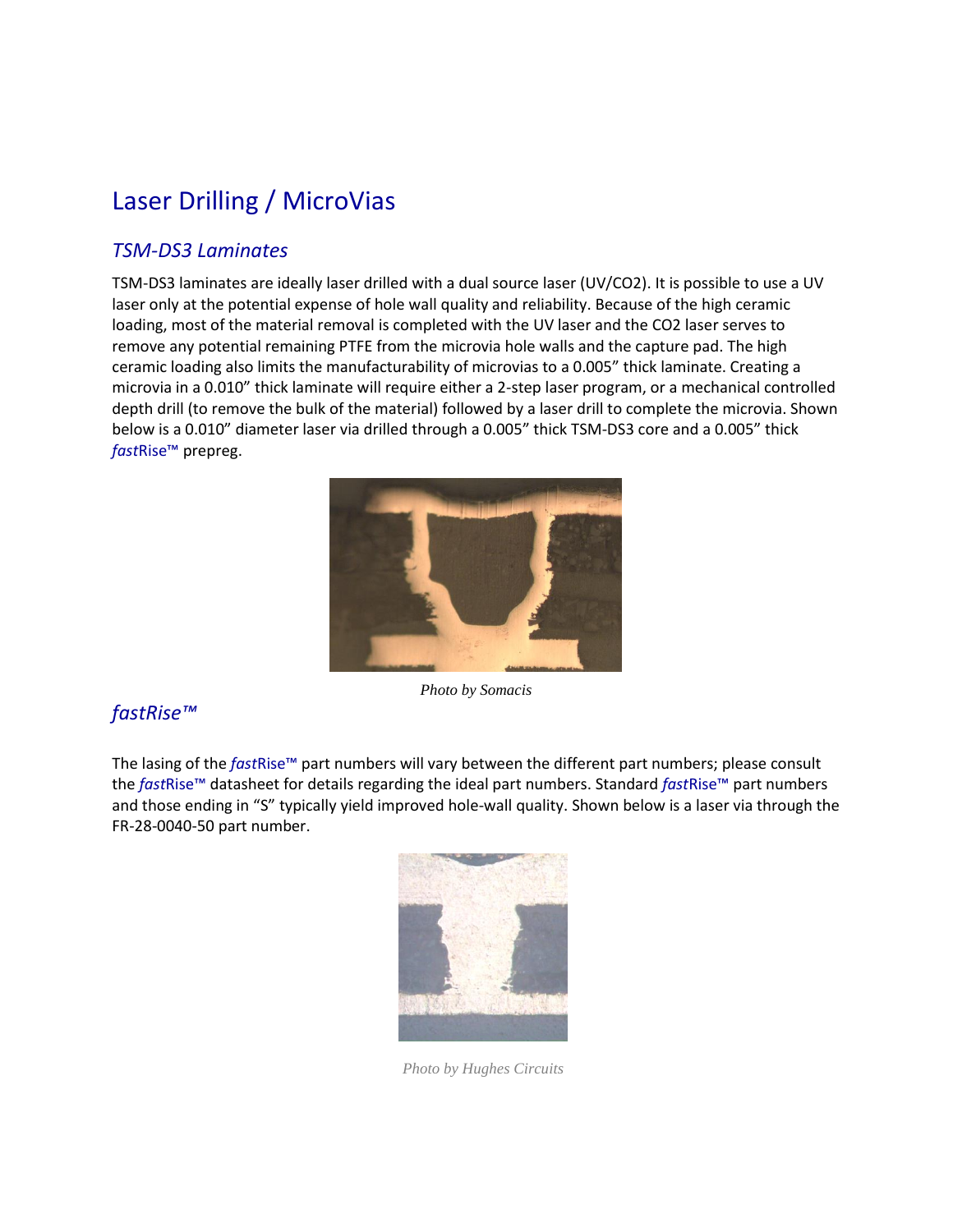# Laser Drilling / MicroVias

## *TSM-DS3 Laminates*

TSM-DS3 laminates are ideally laser drilled with a dual source laser (UV/CO2). It is possible to use a UV laser only at the potential expense of hole wall quality and reliability. Because of the high ceramic loading, most of the material removal is completed with the UV laser and the CO2 laser serves to remove any potential remaining PTFE from the microvia hole walls and the capture pad. The high ceramic loading also limits the manufacturability of microvias to a 0.005" thick laminate. Creating a microvia in a 0.010" thick laminate will require either a 2-step laser program, or a mechanical controlled depth drill (to remove the bulk of the material) followed by a laser drill to complete the microvia. Shown below is a 0.010" diameter laser via drilled through a 0.005" thick TSM-DS3 core and a 0.005" thick *fast*Rise™ prepreg.

*Photo by Somacis*

## *fastRise™*

The lasing of the *fast*Rise™ part numbers will vary between the different part numbers; please consult the *fast*Rise™ datasheet for details regarding the ideal part numbers. Standard *fast*Rise™ part numbers and those ending in "S" typically yield improved hole-wall quality. Shown below is a laser via through the FR-28-0040-50 part number.

*Photo by Hughes Circuits*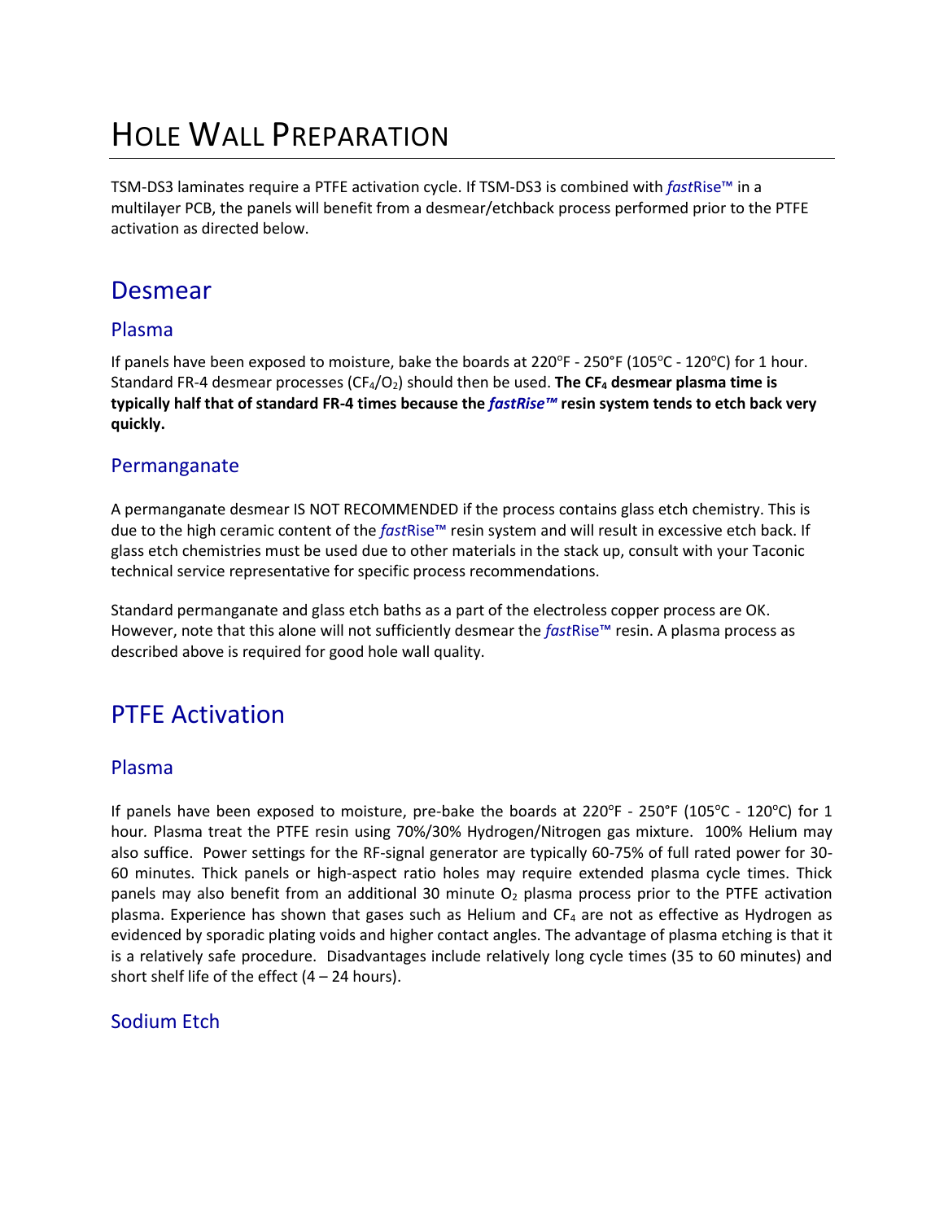# Hole Wall Preparation

TSM-DS3 laminates require a PTFE activation cycle. If TSM-DS3 is combined with *fast*Rise™ in a multilayer PCB, the panels will benefit from a desmear/etchback process performed prior to the PTFE activation as directed below.

## Desmear

### Plasma

If panels have been exposed to moisture, bake the boards at 220°F - 250°F (105°C - 120°C) for 1 hour. Standard FR-4 desmear processes ($CF_4/O_2$) should then be used. **The $CF_4$ desmear plasma time is typically half that of standard FR-4 times because the *fastRise™* resin system tends to etch back very quickly.**

### Permanganate

A permanganate desmear IS NOT RECOMMENDED if the process contains glass etch chemistry. This is due to the high ceramic content of the *fast*Rise™ resin system and will result in excessive etch back. If glass etch chemistries must be used due to other materials in the stack up, consult with your Taconic technical service representative for specific process recommendations.

Standard permanganate and glass etch baths as a part of the electroless copper process are OK. However, note that this alone will not sufficiently desmear the *fast*Rise™ resin. A plasma process as described above is required for good hole wall quality.

## PTFE Activation

### Plasma

If panels have been exposed to moisture, pre-bake the boards at 220°F - 250°F (105°C - 120°C) for 1 hour. Plasma treat the PTFE resin using 70%/30% Hydrogen/Nitrogen gas mixture. 100% Helium may also suffice. Power settings for the RF-signal generator are typically 60-75% of full rated power for 30-60 minutes. Thick panels or high-aspect ratio holes may require extended plasma cycle times. Thick panels may also benefit from an additional 30 minute $O_2$ plasma process prior to the PTFE activation plasma. Experience has shown that gases such as Helium and $CF_4$ are not as effective as Hydrogen as evidenced by sporadic plating voids and higher contact angles. The advantage of plasma etching is that it is a relatively safe procedure. Disadvantages include relatively long cycle times (35 to 60 minutes) and short shelf life of the effect (4 – 24 hours).

### Sodium Etch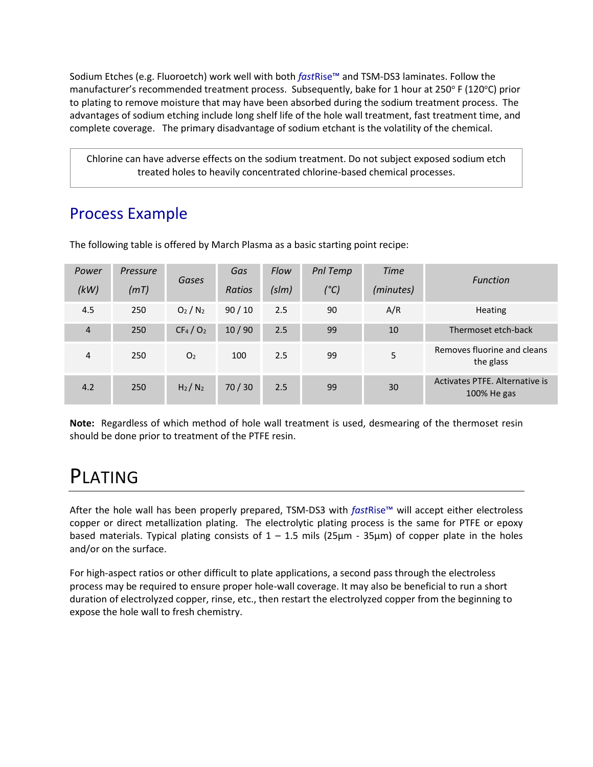Sodium Etches (e.g. Fluoroetch) work well with both *fast*Rise™ and TSM-DS3 laminates. Follow the manufacturer's recommended treatment process. Subsequently, bake for 1 hour at 250° F (120°C) prior to plating to remove moisture that may have been absorbed during the sodium treatment process. The advantages of sodium etching include long shelf life of the hole wall treatment, fast treatment time, and complete coverage. The primary disadvantage of sodium etchant is the volatility of the chemical.

> Chlorine can have adverse effects on the sodium treatment. Do not subject exposed sodium etch treated holes to heavily concentrated chlorine-based chemical processes.

## Process Example

The following table is offered by March Plasma as a basic starting point recipe:

| *Power (kW)* | *Pressure (mT)* | *Gases* | *Gas Ratios* | *Flow (slm)* | *Pnl Temp (°C)* | *Time (minutes)* | *Function* |
|---|---|---|---|---|---|---|---|
| 4.5 | 250 | $O_2$ / $N_2$ | 90 / 10 | 2.5 | 90 | A/R | Heating |
| 4 | 250 | $CF_4$ / $O_2$ | 10 / 90 | 2.5 | 99 | 10 | Thermoset etch-back |
| 4 | 250 | $O_2$ | 100 | 2.5 | 99 | 5 | Removes fluorine and cleans the glass |
| 4.2 | 250 | $H_2$ / $N_2$ | 70 / 30 | 2.5 | 99 | 30 | Activates PTFE. Alternative is 100% He gas |

**Note:** Regardless of which method of hole wall treatment is used, desmearing of the thermoset resin should be done prior to treatment of the PTFE resin.

# PLATING

After the hole wall has been properly prepared, TSM-DS3 with *fast*Rise™ will accept either electroless copper or direct metallization plating. The electrolytic plating process is the same for PTFE or epoxy based materials. Typical plating consists of 1 – 1.5 mils (25µm - 35µm) of copper plate in the holes and/or on the surface.

For high-aspect ratios or other difficult to plate applications, a second pass through the electroless process may be required to ensure proper hole-wall coverage. It may also be beneficial to run a short duration of electrolyzed copper, rinse, etc., then restart the electrolyzed copper from the beginning to expose the hole wall to fresh chemistry.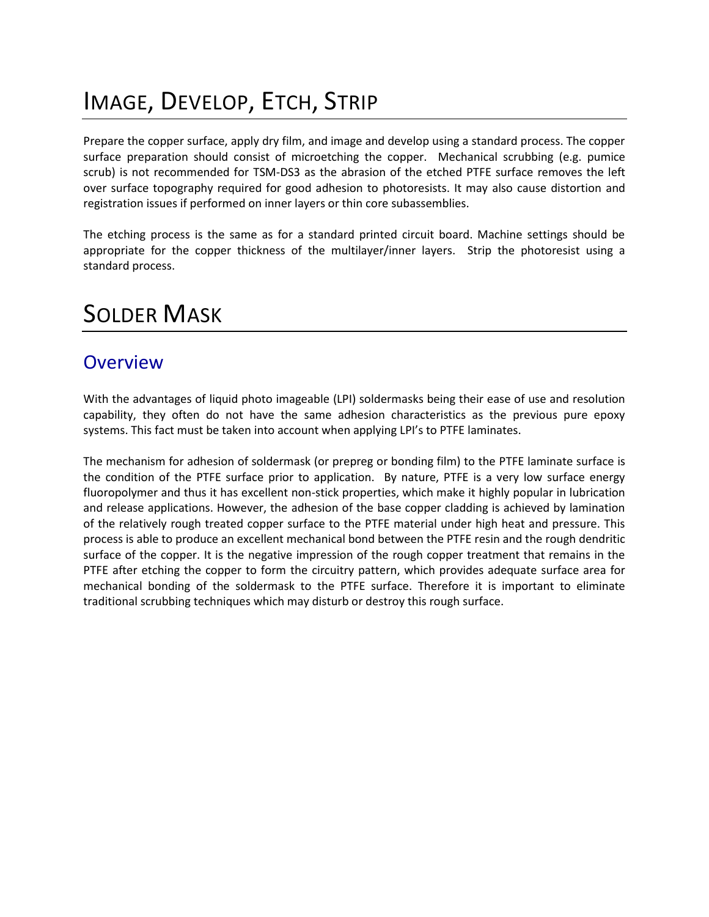# Image, Develop, Etch, Strip

Prepare the copper surface, apply dry film, and image and develop using a standard process. The copper surface preparation should consist of microetching the copper. Mechanical scrubbing (e.g. pumice scrub) is not recommended for TSM-DS3 as the abrasion of the etched PTFE surface removes the left over surface topography required for good adhesion to photoresists. It may also cause distortion and registration issues if performed on inner layers or thin core subassemblies.

The etching process is the same as for a standard printed circuit board. Machine settings should be appropriate for the copper thickness of the multilayer/inner layers. Strip the photoresist using a standard process.

# Solder Mask

## Overview

With the advantages of liquid photo imageable (LPI) soldermasks being their ease of use and resolution capability, they often do not have the same adhesion characteristics as the previous pure epoxy systems. This fact must be taken into account when applying LPI's to PTFE laminates.

The mechanism for adhesion of soldermask (or prepreg or bonding film) to the PTFE laminate surface is the condition of the PTFE surface prior to application. By nature, PTFE is a very low surface energy fluoropolymer and thus it has excellent non-stick properties, which make it highly popular in lubrication and release applications. However, the adhesion of the base copper cladding is achieved by lamination of the relatively rough treated copper surface to the PTFE material under high heat and pressure. This process is able to produce an excellent mechanical bond between the PTFE resin and the rough dendritic surface of the copper. It is the negative impression of the rough copper treatment that remains in the PTFE after etching the copper to form the circuitry pattern, which provides adequate surface area for mechanical bonding of the soldermask to the PTFE surface. Therefore it is important to eliminate traditional scrubbing techniques which may disturb or destroy this rough surface.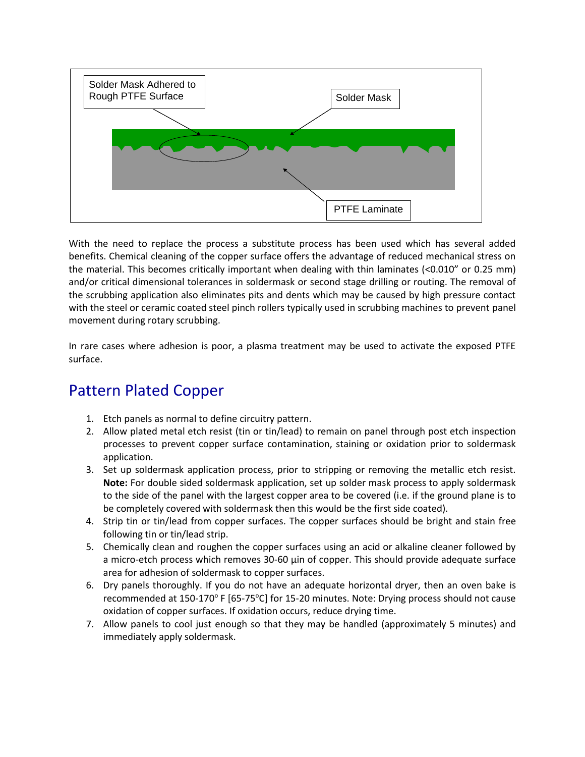Solder Mask Adhered to Rough PTFE Surface

Solder Mask

PTFE Laminate

With the need to replace the process a substitute process has been used which has several added benefits. Chemical cleaning of the copper surface offers the advantage of reduced mechanical stress on the material. This becomes critically important when dealing with thin laminates (<0.010" or 0.25 mm) and/or critical dimensional tolerances in soldermask or second stage drilling or routing. The removal of the scrubbing application also eliminates pits and dents which may be caused by high pressure contact with the steel or ceramic coated steel pinch rollers typically used in scrubbing machines to prevent panel movement during rotary scrubbing.

In rare cases where adhesion is poor, a plasma treatment may be used to activate the exposed PTFE surface.

## Pattern Plated Copper

1. Etch panels as normal to define circuitry pattern.
2. Allow plated metal etch resist (tin or tin/lead) to remain on panel through post etch inspection processes to prevent copper surface contamination, staining or oxidation prior to soldermask application.
3. Set up soldermask application process, prior to stripping or removing the metallic etch resist. **Note:** For double sided soldermask application, set up solder mask process to apply soldermask to the side of the panel with the largest copper area to be covered (i.e. if the ground plane is to be completely covered with soldermask then this would be the first side coated).
4. Strip tin or tin/lead from copper surfaces. The copper surfaces should be bright and stain free following tin or tin/lead strip.
5. Chemically clean and roughen the copper surfaces using an acid or alkaline cleaner followed by a micro-etch process which removes 30-60 µin of copper. This should provide adequate surface area for adhesion of soldermask to copper surfaces.
6. Dry panels thoroughly. If you do not have an adequate horizontal dryer, then an oven bake is recommended at 150-170° F [65-75°C] for 15-20 minutes. Note: Drying process should not cause oxidation of copper surfaces. If oxidation occurs, reduce drying time.
7. Allow panels to cool just enough so that they may be handled (approximately 5 minutes) and immediately apply soldermask.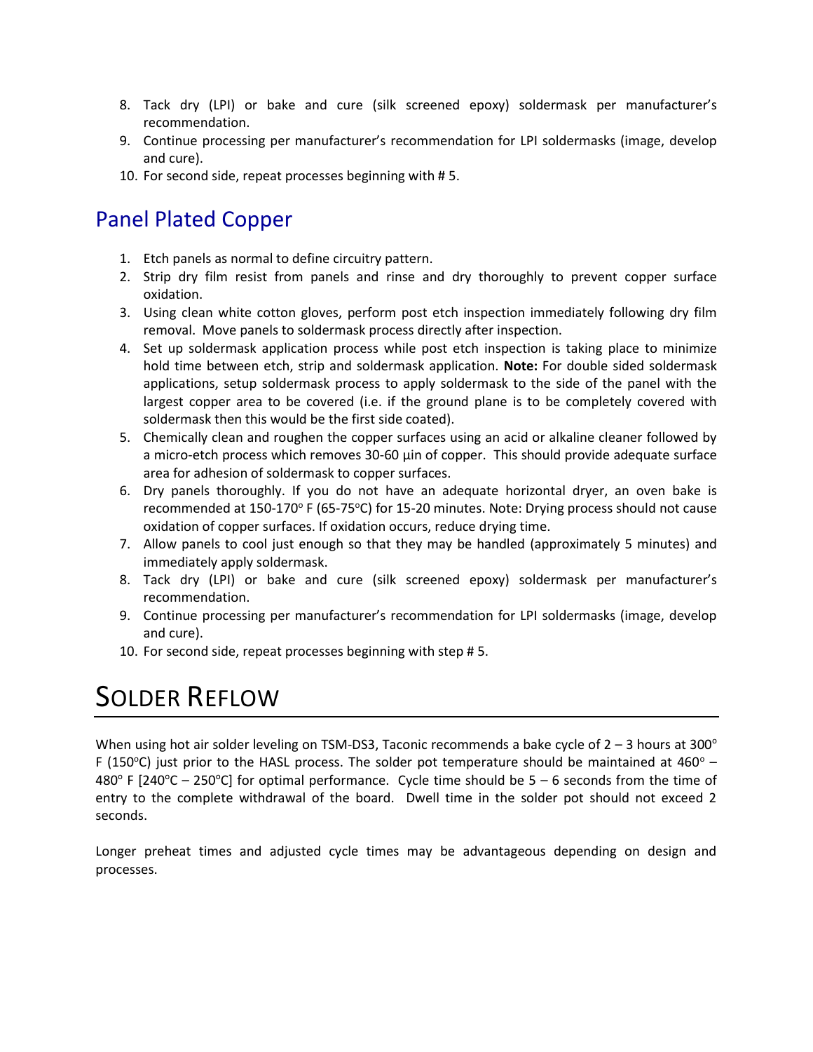8. Tack dry (LPI) or bake and cure (silk screened epoxy) soldermask per manufacturer's recommendation.
9. Continue processing per manufacturer's recommendation for LPI soldermasks (image, develop and cure).
10. For second side, repeat processes beginning with # 5.

## Panel Plated Copper

1. Etch panels as normal to define circuitry pattern.
2. Strip dry film resist from panels and rinse and dry thoroughly to prevent copper surface oxidation.
3. Using clean white cotton gloves, perform post etch inspection immediately following dry film removal. Move panels to soldermask process directly after inspection.
4. Set up soldermask application process while post etch inspection is taking place to minimize hold time between etch, strip and soldermask application. **Note:** For double sided soldermask applications, setup soldermask process to apply soldermask to the side of the panel with the largest copper area to be covered (i.e. if the ground plane is to be completely covered with soldermask then this would be the first side coated).
5. Chemically clean and roughen the copper surfaces using an acid or alkaline cleaner followed by a micro-etch process which removes 30-60 µin of copper. This should provide adequate surface area for adhesion of soldermask to copper surfaces.
6. Dry panels thoroughly. If you do not have an adequate horizontal dryer, an oven bake is recommended at 150-170° F (65-75°C) for 15-20 minutes. Note: Drying process should not cause oxidation of copper surfaces. If oxidation occurs, reduce drying time.
7. Allow panels to cool just enough so that they may be handled (approximately 5 minutes) and immediately apply soldermask.
8. Tack dry (LPI) or bake and cure (silk screened epoxy) soldermask per manufacturer's recommendation.
9. Continue processing per manufacturer's recommendation for LPI soldermasks (image, develop and cure).
10. For second side, repeat processes beginning with step # 5.

# Solder Reflow

When using hot air solder leveling on TSM-DS3, Taconic recommends a bake cycle of 2 – 3 hours at 300° F (150°C) just prior to the HASL process. The solder pot temperature should be maintained at 460° – 480° F [240°C – 250°C] for optimal performance. Cycle time should be 5 – 6 seconds from the time of entry to the complete withdrawal of the board. Dwell time in the solder pot should not exceed 2 seconds.

Longer preheat times and adjusted cycle times may be advantageous depending on design and processes.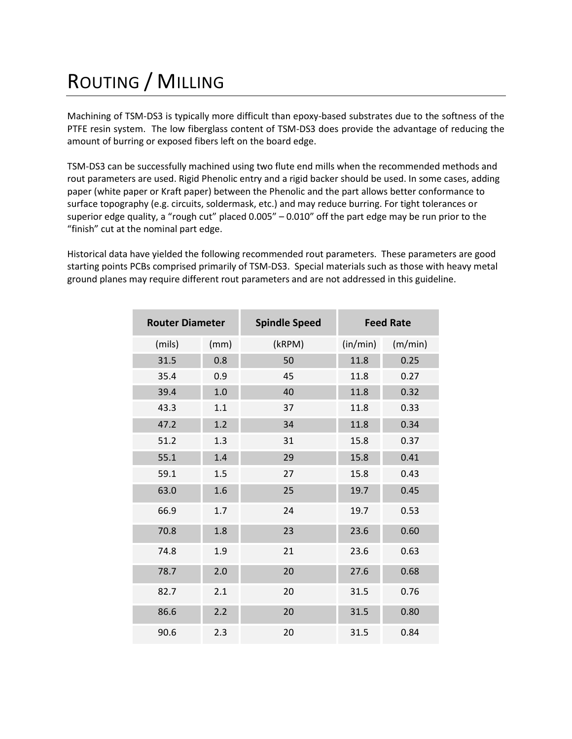# ROUTING / MILLING

Machining of TSM-DS3 is typically more difficult than epoxy-based substrates due to the softness of the PTFE resin system. The low fiberglass content of TSM-DS3 does provide the advantage of reducing the amount of burring or exposed fibers left on the board edge.

TSM-DS3 can be successfully machined using two flute end mills when the recommended methods and rout parameters are used. Rigid Phenolic entry and a rigid backer should be used. In some cases, adding paper (white paper or Kraft paper) between the Phenolic and the part allows better conformance to surface topography (e.g. circuits, soldermask, etc.) and may reduce burring. For tight tolerances or superior edge quality, a "rough cut" placed 0.005" – 0.010" off the part edge may be run prior to the "finish" cut at the nominal part edge.

Historical data have yielded the following recommended rout parameters. These parameters are good starting points PCBs comprised primarily of TSM-DS3. Special materials such as those with heavy metal ground planes may require different rout parameters and are not addressed in this guideline.

| Router Diameter | | Spindle Speed | Feed Rate | |
|---|---|---|---|---|
| (mils) | (mm) | (kRPM) | (in/min) | (m/min) |
| 31.5 | 0.8 | 50 | 11.8 | 0.25 |
| 35.4 | 0.9 | 45 | 11.8 | 0.27 |
| 39.4 | 1.0 | 40 | 11.8 | 0.32 |
| 43.3 | 1.1 | 37 | 11.8 | 0.33 |
| 47.2 | 1.2 | 34 | 11.8 | 0.34 |
| 51.2 | 1.3 | 31 | 15.8 | 0.37 |
| 55.1 | 1.4 | 29 | 15.8 | 0.41 |
| 59.1 | 1.5 | 27 | 15.8 | 0.43 |
| 63.0 | 1.6 | 25 | 19.7 | 0.45 |
| 66.9 | 1.7 | 24 | 19.7 | 0.53 |
| 70.8 | 1.8 | 23 | 23.6 | 0.60 |
| 74.8 | 1.9 | 21 | 23.6 | 0.63 |
| 78.7 | 2.0 | 20 | 27.6 | 0.68 |
| 82.7 | 2.1 | 20 | 31.5 | 0.76 |
| 86.6 | 2.2 | 20 | 31.5 | 0.80 |
| 90.6 | 2.3 | 20 | 31.5 | 0.84 |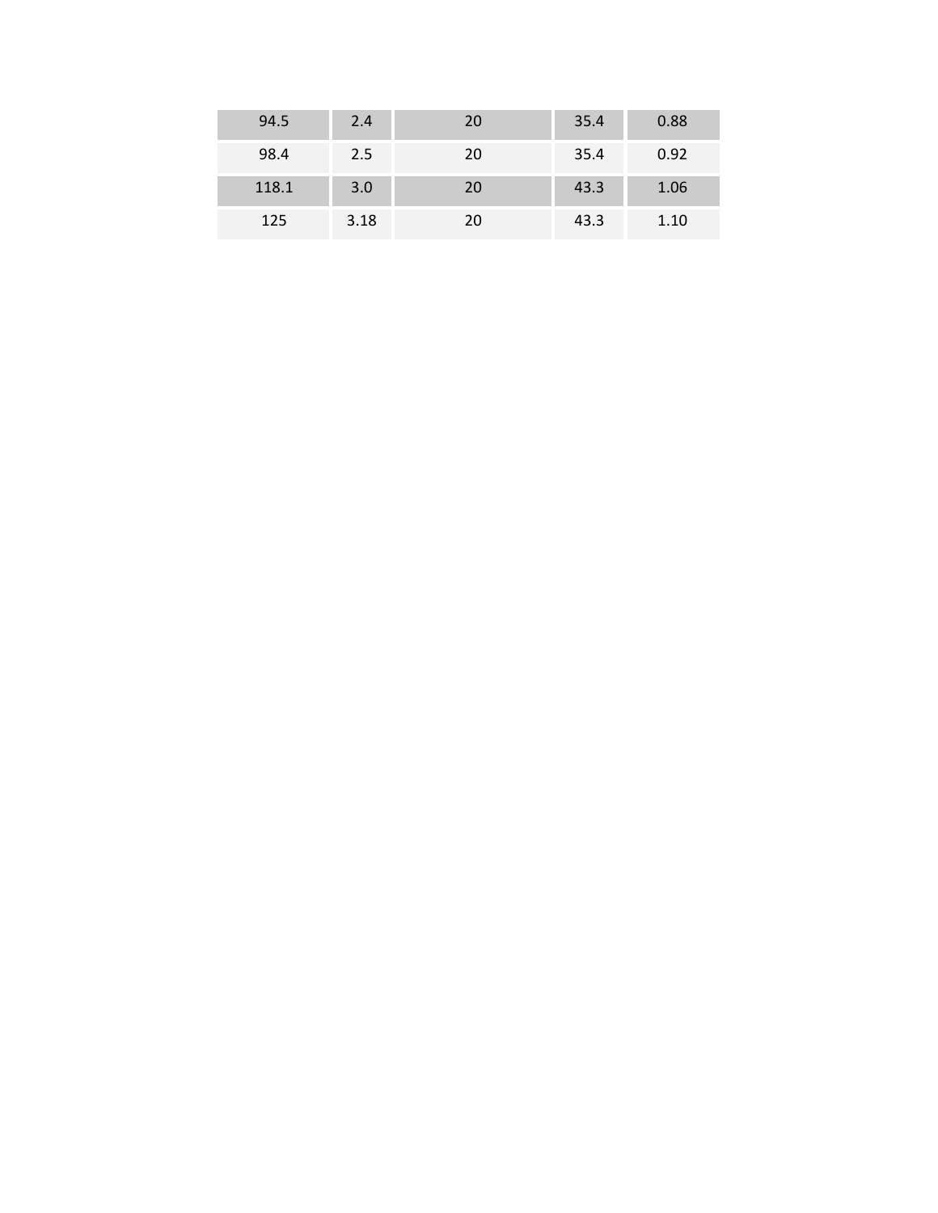| | | | | |
|---|---|---|---|---|
| 94.5 | 2.4 | 20 | 35.4 | 0.88 |
| 98.4 | 2.5 | 20 | 35.4 | 0.92 |
| 118.1 | 3.0 | 20 | 43.3 | 1.06 |
| 125 | 3.18 | 20 | 43.3 | 1.10 |